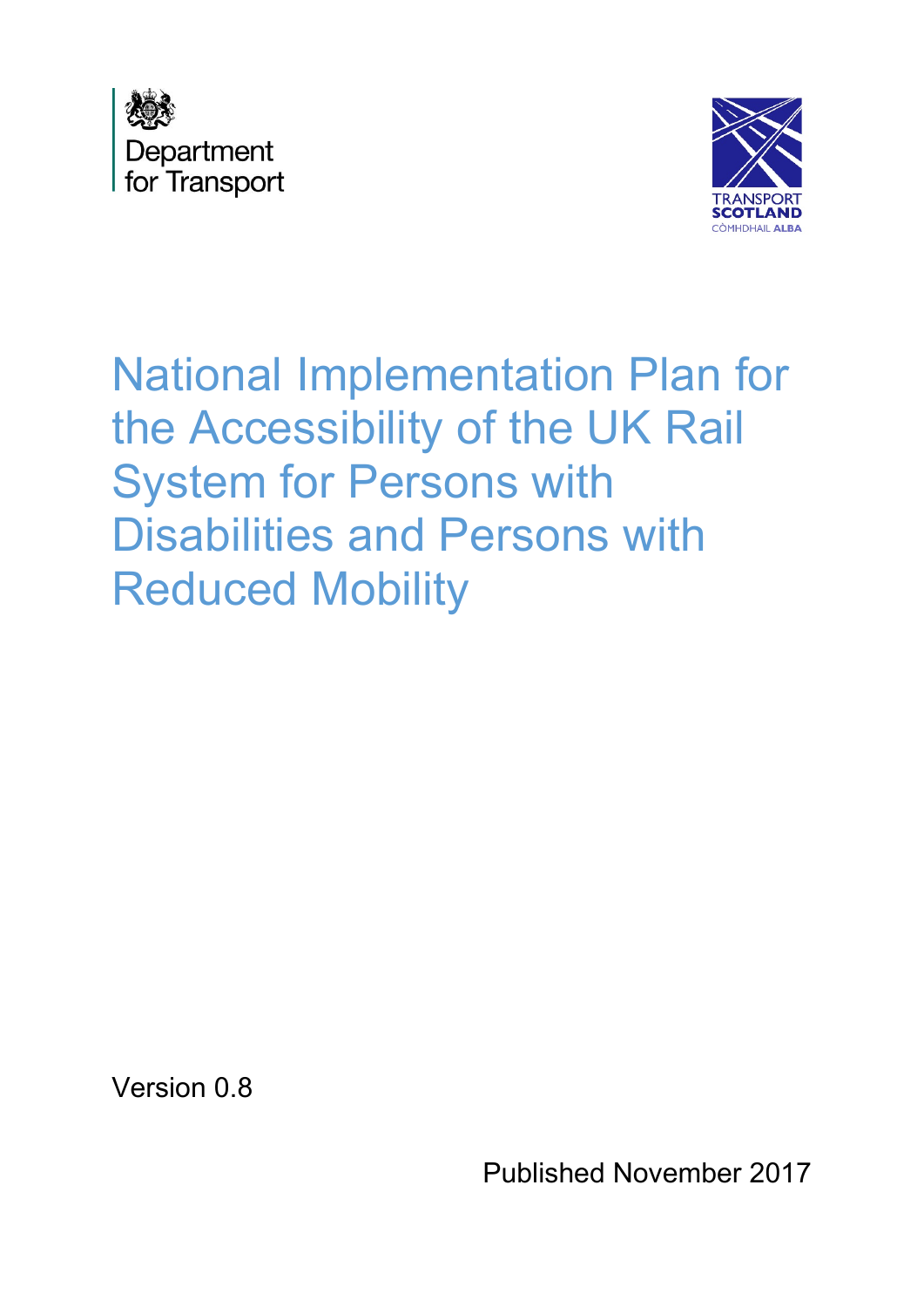Department for Transport

TRANSPORT SCOTLAND
CÒMHDHAIL ALBA

# National Implementation Plan for the Accessibility of the UK Rail System for Persons with Disabilities and Persons with Reduced Mobility

Version 0.8

Published November 2017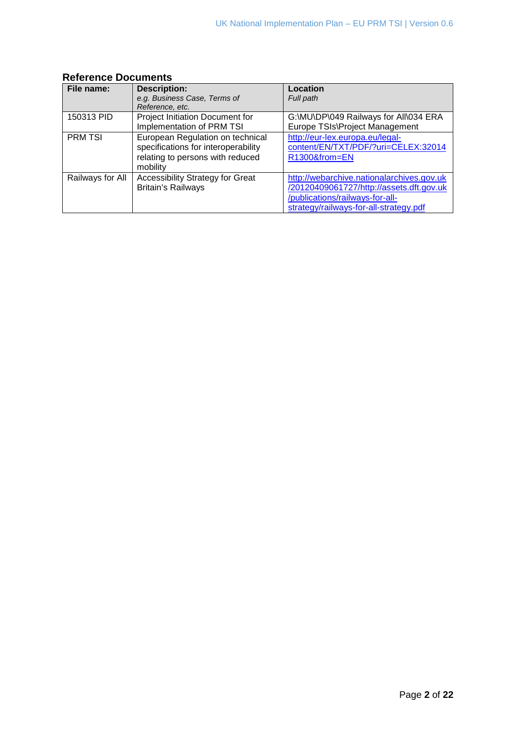## Reference Documents

| File name: | Description:<br>*e.g. Business Case, Terms of Reference, etc.* | Location<br>*Full path* |
|---|---|---|
| 150313 PID | Project Initiation Document for Implementation of PRM TSI | G:\MU\DP\049 Railways for All\034 ERA Europe TSIs\Project Management |
| PRM TSI | European Regulation on technical specifications for interoperability relating to persons with reduced mobility | http://eur-lex.europa.eu/legal-content/EN/TXT/PDF/?uri=CELEX:32014R1300&from=EN |
| Railways for All | Accessibility Strategy for Great Britain's Railways | http://webarchive.nationalarchives.gov.uk/20120409061727/http://assets.dft.gov.uk/publications/railways-for-all-strategy/railways-for-all-strategy.pdf |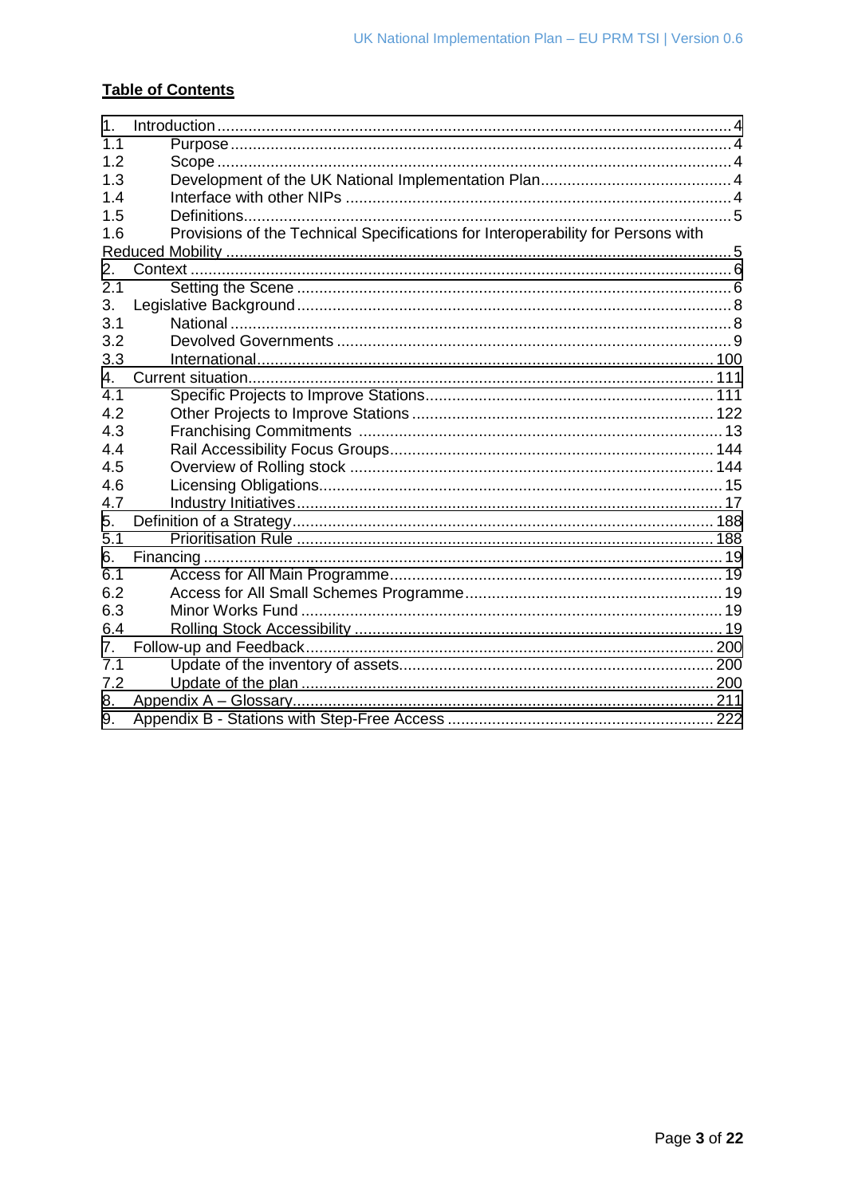**Table of Contents**

1. Introduction ... 4
   - 1.1 Purpose ... 4
   - 1.2 Scope ... 4
   - 1.3 Development of the UK National Implementation Plan ... 4
   - 1.4 Interface with other NIPs ... 4
   - 1.5 Definitions ... 5
   - 1.6 Provisions of the Technical Specifications for Interoperability for Persons with Reduced Mobility ... 5
2. Context ... 6
   - 2.1 Setting the Scene ... 6
3. Legislative Background ... 8
   - 3.1 National ... 8
   - 3.2 Devolved Governments ... 9
   - 3.3 International ... 100
4. Current situation ... 111
   - 4.1 Specific Projects to Improve Stations ... 111
   - 4.2 Other Projects to Improve Stations ... 122
   - 4.3 Franchising Commitments ... 13
   - 4.4 Rail Accessibility Focus Groups ... 144
   - 4.5 Overview of Rolling stock ... 144
   - 4.6 Licensing Obligations ... 15
   - 4.7 Industry Initiatives ... 17
5. Definition of a Strategy ... 188
   - 5.1 Prioritisation Rule ... 188
6. Financing ... 19
   - 6.1 Access for All Main Programme ... 19
   - 6.2 Access for All Small Schemes Programme ... 19
   - 6.3 Minor Works Fund ... 19
   - 6.4 Rolling Stock Accessibility ... 19
7. Follow-up and Feedback ... 200
   - 7.1 Update of the inventory of assets ... 200
   - 7.2 Update of the plan ... 200
8. Appendix A – Glossary ... 211
9. Appendix B - Stations with Step-Free Access ... 222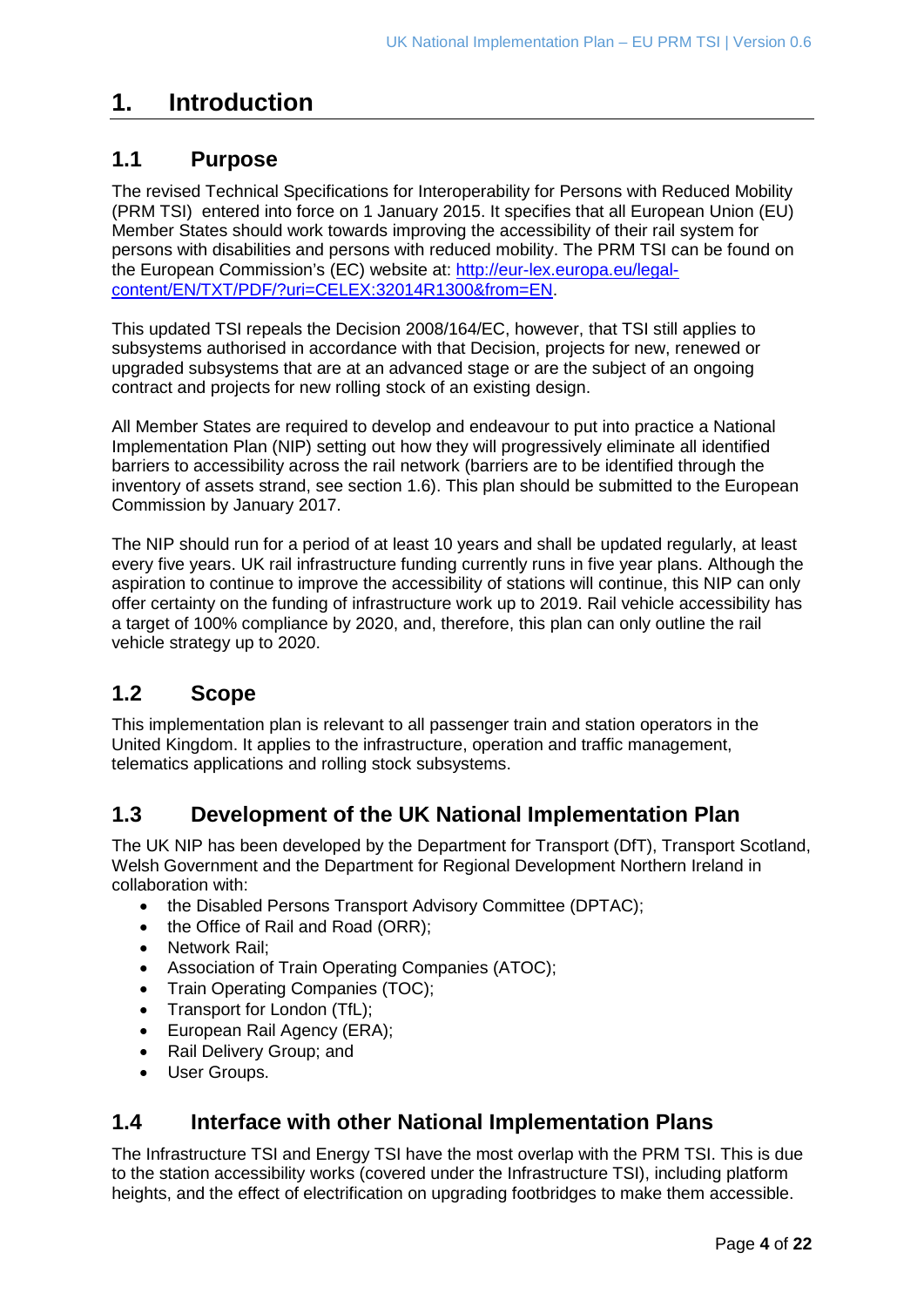# 1. Introduction

## 1.1 Purpose

The revised Technical Specifications for Interoperability for Persons with Reduced Mobility (PRM TSI) entered into force on 1 January 2015. It specifies that all European Union (EU) Member States should work towards improving the accessibility of their rail system for persons with disabilities and persons with reduced mobility. The PRM TSI can be found on the European Commission's (EC) website at: [http://eur-lex.europa.eu/legal-content/EN/TXT/PDF/?uri=CELEX:32014R1300&from=EN](http://eur-lex.europa.eu/legal-content/EN/TXT/PDF/?uri=CELEX:32014R1300&from=EN).

This updated TSI repeals the Decision 2008/164/EC, however, that TSI still applies to subsystems authorised in accordance with that Decision, projects for new, renewed or upgraded subsystems that are at an advanced stage or are the subject of an ongoing contract and projects for new rolling stock of an existing design.

All Member States are required to develop and endeavour to put into practice a National Implementation Plan (NIP) setting out how they will progressively eliminate all identified barriers to accessibility across the rail network (barriers are to be identified through the inventory of assets strand, see section 1.6). This plan should be submitted to the European Commission by January 2017.

The NIP should run for a period of at least 10 years and shall be updated regularly, at least every five years. UK rail infrastructure funding currently runs in five year plans. Although the aspiration to continue to improve the accessibility of stations will continue, this NIP can only offer certainty on the funding of infrastructure work up to 2019. Rail vehicle accessibility has a target of 100% compliance by 2020, and, therefore, this plan can only outline the rail vehicle strategy up to 2020.

## 1.2 Scope

This implementation plan is relevant to all passenger train and station operators in the United Kingdom. It applies to the infrastructure, operation and traffic management, telematics applications and rolling stock subsystems.

## 1.3 Development of the UK National Implementation Plan

The UK NIP has been developed by the Department for Transport (DfT), Transport Scotland, Welsh Government and the Department for Regional Development Northern Ireland in collaboration with:

- the Disabled Persons Transport Advisory Committee (DPTAC);
- the Office of Rail and Road (ORR);
- Network Rail;
- Association of Train Operating Companies (ATOC);
- Train Operating Companies (TOC);
- Transport for London (TfL);
- European Rail Agency (ERA);
- Rail Delivery Group; and
- User Groups.

## 1.4 Interface with other National Implementation Plans

The Infrastructure TSI and Energy TSI have the most overlap with the PRM TSI. This is due to the station accessibility works (covered under the Infrastructure TSI), including platform heights, and the effect of electrification on upgrading footbridges to make them accessible.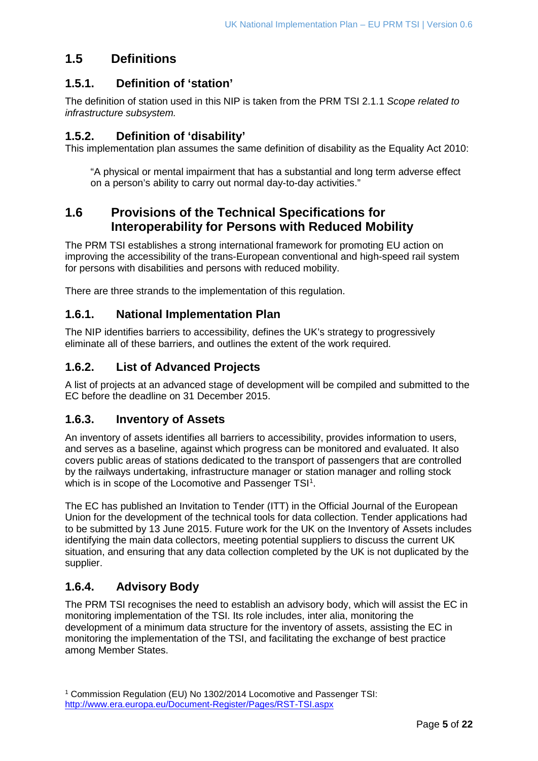## 1.5 Definitions

### 1.5.1. Definition of 'station'

The definition of station used in this NIP is taken from the PRM TSI 2.1.1 *Scope related to infrastructure subsystem.*

### 1.5.2. Definition of 'disability'

This implementation plan assumes the same definition of disability as the Equality Act 2010:

> "A physical or mental impairment that has a substantial and long term adverse effect on a person's ability to carry out normal day-to-day activities."

## 1.6 Provisions of the Technical Specifications for Interoperability for Persons with Reduced Mobility

The PRM TSI establishes a strong international framework for promoting EU action on improving the accessibility of the trans-European conventional and high-speed rail system for persons with disabilities and persons with reduced mobility.

There are three strands to the implementation of this regulation.

### 1.6.1. National Implementation Plan

The NIP identifies barriers to accessibility, defines the UK's strategy to progressively eliminate all of these barriers, and outlines the extent of the work required.

### 1.6.2. List of Advanced Projects

A list of projects at an advanced stage of development will be compiled and submitted to the EC before the deadline on 31 December 2015.

### 1.6.3. Inventory of Assets

An inventory of assets identifies all barriers to accessibility, provides information to users, and serves as a baseline, against which progress can be monitored and evaluated. It also covers public areas of stations dedicated to the transport of passengers that are controlled by the railways undertaking, infrastructure manager or station manager and rolling stock which is in scope of the Locomotive and Passenger TSI[1].

The EC has published an Invitation to Tender (ITT) in the Official Journal of the European Union for the development of the technical tools for data collection. Tender applications had to be submitted by 13 June 2015. Future work for the UK on the Inventory of Assets includes identifying the main data collectors, meeting potential suppliers to discuss the current UK situation, and ensuring that any data collection completed by the UK is not duplicated by the supplier.

### 1.6.4. Advisory Body

The PRM TSI recognises the need to establish an advisory body, which will assist the EC in monitoring implementation of the TSI. Its role includes, inter alia, monitoring the development of a minimum data structure for the inventory of assets, assisting the EC in monitoring the implementation of the TSI, and facilitating the exchange of best practice among Member States.

---

[1] Commission Regulation (EU) No 1302/2014 Locomotive and Passenger TSI: http://www.era.europa.eu/Document-Register/Pages/RST-TSI.aspx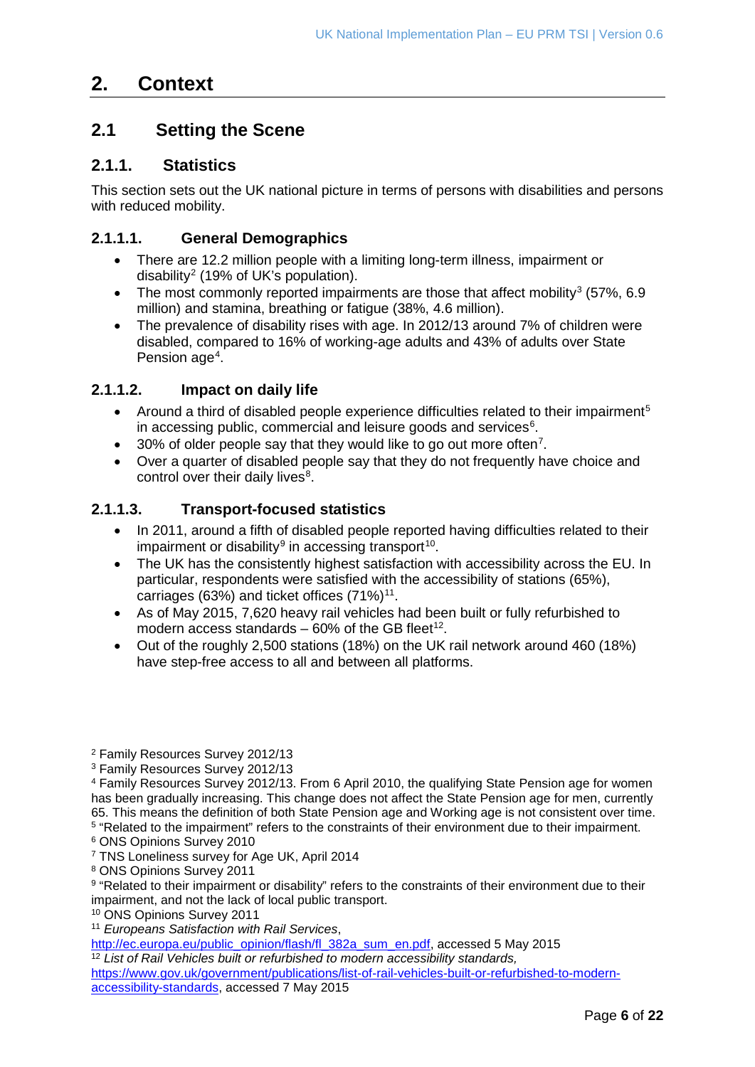# 2. Context

## 2.1 Setting the Scene

### 2.1.1. Statistics

This section sets out the UK national picture in terms of persons with disabilities and persons with reduced mobility.

#### 2.1.1.1. General Demographics

- There are 12.2 million people with a limiting long-term illness, impairment or disability[2] (19% of UK's population).
- The most commonly reported impairments are those that affect mobility[3] (57%, 6.9 million) and stamina, breathing or fatigue (38%, 4.6 million).
- The prevalence of disability rises with age. In 2012/13 around 7% of children were disabled, compared to 16% of working-age adults and 43% of adults over State Pension age[4].

#### 2.1.1.2. Impact on daily life

- Around a third of disabled people experience difficulties related to their impairment[5] in accessing public, commercial and leisure goods and services[6].
- 30% of older people say that they would like to go out more often[7].
- Over a quarter of disabled people say that they do not frequently have choice and control over their daily lives[8].

#### 2.1.1.3. Transport-focused statistics

- In 2011, around a fifth of disabled people reported having difficulties related to their impairment or disability[9] in accessing transport[10].
- The UK has the consistently highest satisfaction with accessibility across the EU. In particular, respondents were satisfied with the accessibility of stations (65%), carriages (63%) and ticket offices (71%)[11].
- As of May 2015, 7,620 heavy rail vehicles had been built or fully refurbished to modern access standards – 60% of the GB fleet[12].
- Out of the roughly 2,500 stations (18%) on the UK rail network around 460 (18%) have step-free access to all and between all platforms.

---

[2] Family Resources Survey 2012/13

[3] Family Resources Survey 2012/13

[4] Family Resources Survey 2012/13. From 6 April 2010, the qualifying State Pension age for women has been gradually increasing. This change does not affect the State Pension age for men, currently 65. This means the definition of both State Pension age and Working age is not consistent over time.

[5] "Related to the impairment" refers to the constraints of their environment due to their impairment.

[6] ONS Opinions Survey 2010

[7] TNS Loneliness survey for Age UK, April 2014

[8] ONS Opinions Survey 2011

[9] "Related to their impairment or disability" refers to the constraints of their environment due to their impairment, and not the lack of local public transport.

[10] ONS Opinions Survey 2011

[11] *Europeans Satisfaction with Rail Services*, http://ec.europa.eu/public_opinion/flash/fl_382a_sum_en.pdf, accessed 5 May 2015

[12] *List of Rail Vehicles built or refurbished to modern accessibility standards,* https://www.gov.uk/government/publications/list-of-rail-vehicles-built-or-refurbished-to-modern-accessibility-standards, accessed 7 May 2015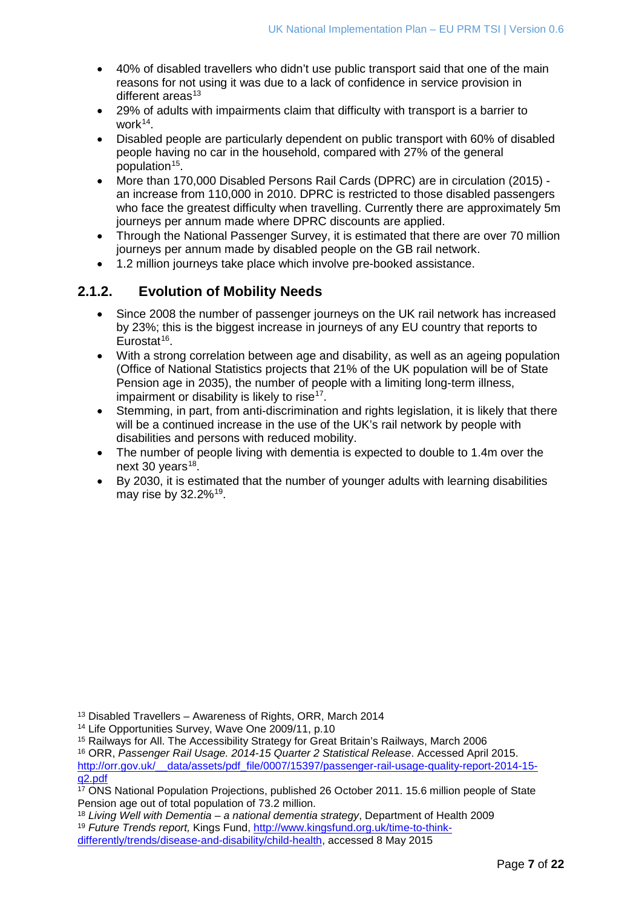- 40% of disabled travellers who didn't use public transport said that one of the main reasons for not using it was due to a lack of confidence in service provision in different areas[13]
- 29% of adults with impairments claim that difficulty with transport is a barrier to work[14].
- Disabled people are particularly dependent on public transport with 60% of disabled people having no car in the household, compared with 27% of the general population[15].
- More than 170,000 Disabled Persons Rail Cards (DPRC) are in circulation (2015) - an increase from 110,000 in 2010. DPRC is restricted to those disabled passengers who face the greatest difficulty when travelling. Currently there are approximately 5m journeys per annum made where DPRC discounts are applied.
- Through the National Passenger Survey, it is estimated that there are over 70 million journeys per annum made by disabled people on the GB rail network.
- 1.2 million journeys take place which involve pre-booked assistance.

### 2.1.2. Evolution of Mobility Needs

- Since 2008 the number of passenger journeys on the UK rail network has increased by 23%; this is the biggest increase in journeys of any EU country that reports to Eurostat[16].
- With a strong correlation between age and disability, as well as an ageing population (Office of National Statistics projects that 21% of the UK population will be of State Pension age in 2035), the number of people with a limiting long-term illness, impairment or disability is likely to rise[17].
- Stemming, in part, from anti-discrimination and rights legislation, it is likely that there will be a continued increase in the use of the UK's rail network by people with disabilities and persons with reduced mobility.
- The number of people living with dementia is expected to double to 1.4m over the next 30 years[18].
- By 2030, it is estimated that the number of younger adults with learning disabilities may rise by 32.2%[19].

[13] Disabled Travellers – Awareness of Rights, ORR, March 2014

[14] Life Opportunities Survey, Wave One 2009/11, p.10

[15] Railways for All. The Accessibility Strategy for Great Britain's Railways, March 2006

[16] ORR, *Passenger Rail Usage. 2014-15 Quarter 2 Statistical Release*. Accessed April 2015. http://orr.gov.uk/__data/assets/pdf_file/0007/15397/passenger-rail-usage-quality-report-2014-15-q2.pdf

[17] ONS National Population Projections, published 26 October 2011. 15.6 million people of State Pension age out of total population of 73.2 million.

[18] *Living Well with Dementia – a national dementia strategy*, Department of Health 2009

[19] *Future Trends report,* Kings Fund, http://www.kingsfund.org.uk/time-to-think-differently/trends/disease-and-disability/child-health, accessed 8 May 2015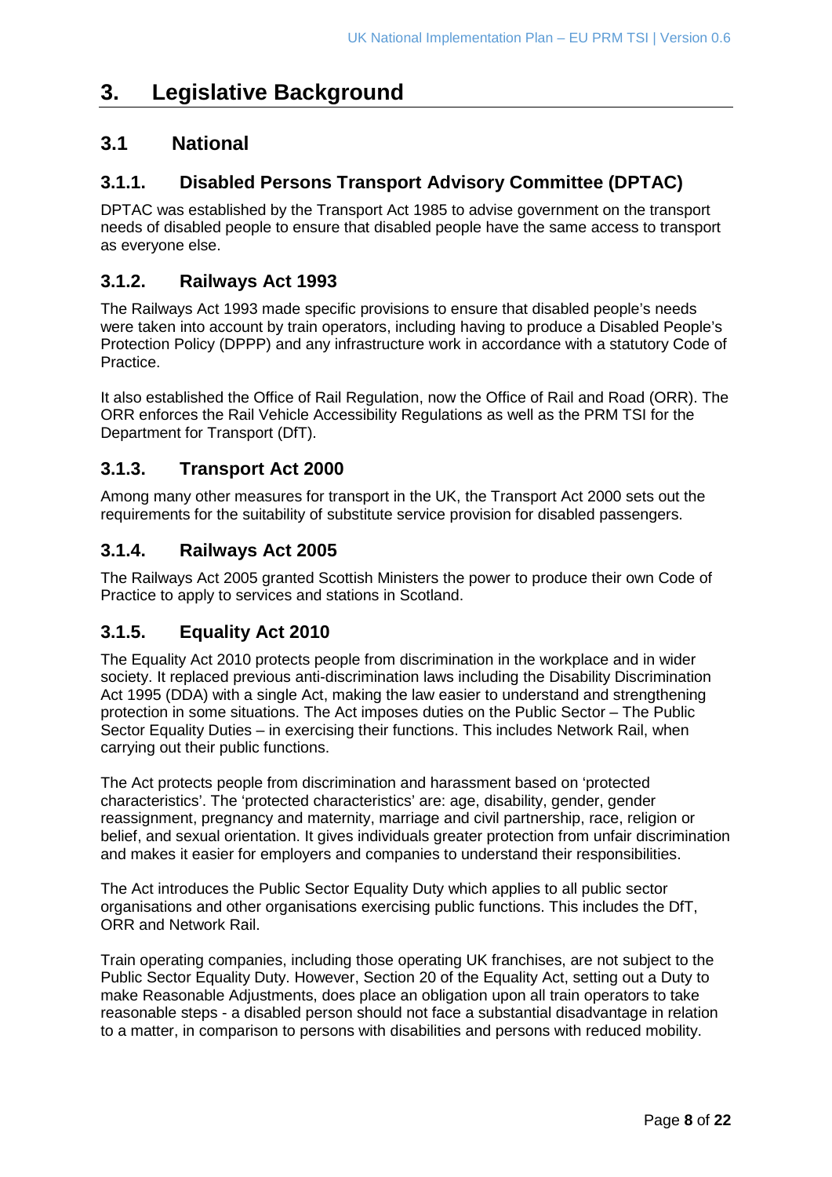# 3. Legislative Background

## 3.1 National

### 3.1.1. Disabled Persons Transport Advisory Committee (DPTAC)

DPTAC was established by the Transport Act 1985 to advise government on the transport needs of disabled people to ensure that disabled people have the same access to transport as everyone else.

### 3.1.2. Railways Act 1993

The Railways Act 1993 made specific provisions to ensure that disabled people's needs were taken into account by train operators, including having to produce a Disabled People's Protection Policy (DPPP) and any infrastructure work in accordance with a statutory Code of Practice.

It also established the Office of Rail Regulation, now the Office of Rail and Road (ORR). The ORR enforces the Rail Vehicle Accessibility Regulations as well as the PRM TSI for the Department for Transport (DfT).

### 3.1.3. Transport Act 2000

Among many other measures for transport in the UK, the Transport Act 2000 sets out the requirements for the suitability of substitute service provision for disabled passengers.

### 3.1.4. Railways Act 2005

The Railways Act 2005 granted Scottish Ministers the power to produce their own Code of Practice to apply to services and stations in Scotland.

### 3.1.5. Equality Act 2010

The Equality Act 2010 protects people from discrimination in the workplace and in wider society. It replaced previous anti-discrimination laws including the Disability Discrimination Act 1995 (DDA) with a single Act, making the law easier to understand and strengthening protection in some situations. The Act imposes duties on the Public Sector – The Public Sector Equality Duties – in exercising their functions. This includes Network Rail, when carrying out their public functions.

The Act protects people from discrimination and harassment based on 'protected characteristics'. The 'protected characteristics' are: age, disability, gender, gender reassignment, pregnancy and maternity, marriage and civil partnership, race, religion or belief, and sexual orientation. It gives individuals greater protection from unfair discrimination and makes it easier for employers and companies to understand their responsibilities.

The Act introduces the Public Sector Equality Duty which applies to all public sector organisations and other organisations exercising public functions. This includes the DfT, ORR and Network Rail.

Train operating companies, including those operating UK franchises, are not subject to the Public Sector Equality Duty. However, Section 20 of the Equality Act, setting out a Duty to make Reasonable Adjustments, does place an obligation upon all train operators to take reasonable steps - a disabled person should not face a substantial disadvantage in relation to a matter, in comparison to persons with disabilities and persons with reduced mobility.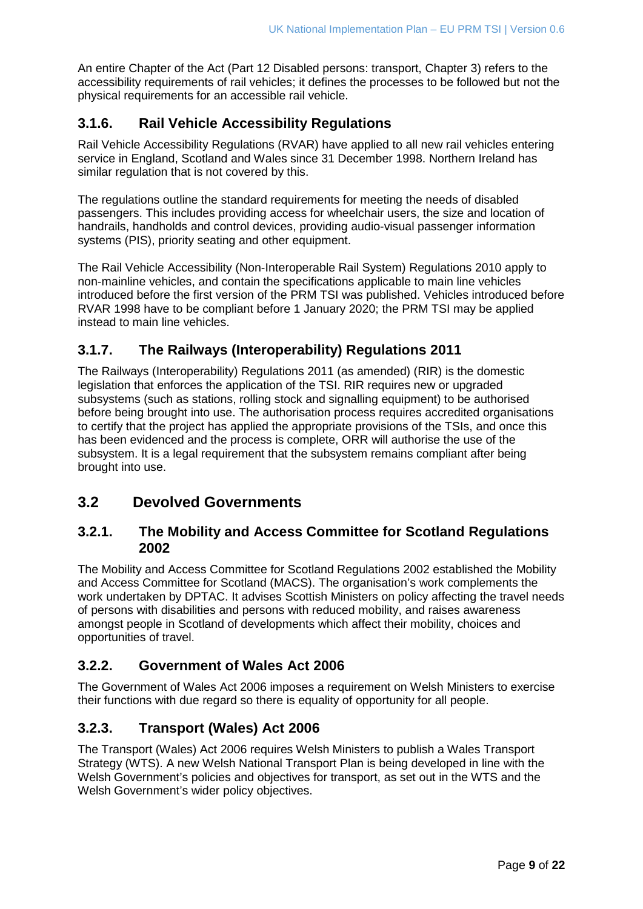An entire Chapter of the Act (Part 12 Disabled persons: transport, Chapter 3) refers to the accessibility requirements of rail vehicles; it defines the processes to be followed but not the physical requirements for an accessible rail vehicle.

### 3.1.6. Rail Vehicle Accessibility Regulations

Rail Vehicle Accessibility Regulations (RVAR) have applied to all new rail vehicles entering service in England, Scotland and Wales since 31 December 1998. Northern Ireland has similar regulation that is not covered by this.

The regulations outline the standard requirements for meeting the needs of disabled passengers. This includes providing access for wheelchair users, the size and location of handrails, handholds and control devices, providing audio-visual passenger information systems (PIS), priority seating and other equipment.

The Rail Vehicle Accessibility (Non-Interoperable Rail System) Regulations 2010 apply to non-mainline vehicles, and contain the specifications applicable to main line vehicles introduced before the first version of the PRM TSI was published. Vehicles introduced before RVAR 1998 have to be compliant before 1 January 2020; the PRM TSI may be applied instead to main line vehicles.

### 3.1.7. The Railways (Interoperability) Regulations 2011

The Railways (Interoperability) Regulations 2011 (as amended) (RIR) is the domestic legislation that enforces the application of the TSI. RIR requires new or upgraded subsystems (such as stations, rolling stock and signalling equipment) to be authorised before being brought into use. The authorisation process requires accredited organisations to certify that the project has applied the appropriate provisions of the TSIs, and once this has been evidenced and the process is complete, ORR will authorise the use of the subsystem. It is a legal requirement that the subsystem remains compliant after being brought into use.

## 3.2 Devolved Governments

### 3.2.1. The Mobility and Access Committee for Scotland Regulations 2002

The Mobility and Access Committee for Scotland Regulations 2002 established the Mobility and Access Committee for Scotland (MACS). The organisation's work complements the work undertaken by DPTAC. It advises Scottish Ministers on policy affecting the travel needs of persons with disabilities and persons with reduced mobility, and raises awareness amongst people in Scotland of developments which affect their mobility, choices and opportunities of travel.

### 3.2.2. Government of Wales Act 2006

The Government of Wales Act 2006 imposes a requirement on Welsh Ministers to exercise their functions with due regard so there is equality of opportunity for all people.

### 3.2.3. Transport (Wales) Act 2006

The Transport (Wales) Act 2006 requires Welsh Ministers to publish a Wales Transport Strategy (WTS). A new Welsh National Transport Plan is being developed in line with the Welsh Government's policies and objectives for transport, as set out in the WTS and the Welsh Government's wider policy objectives.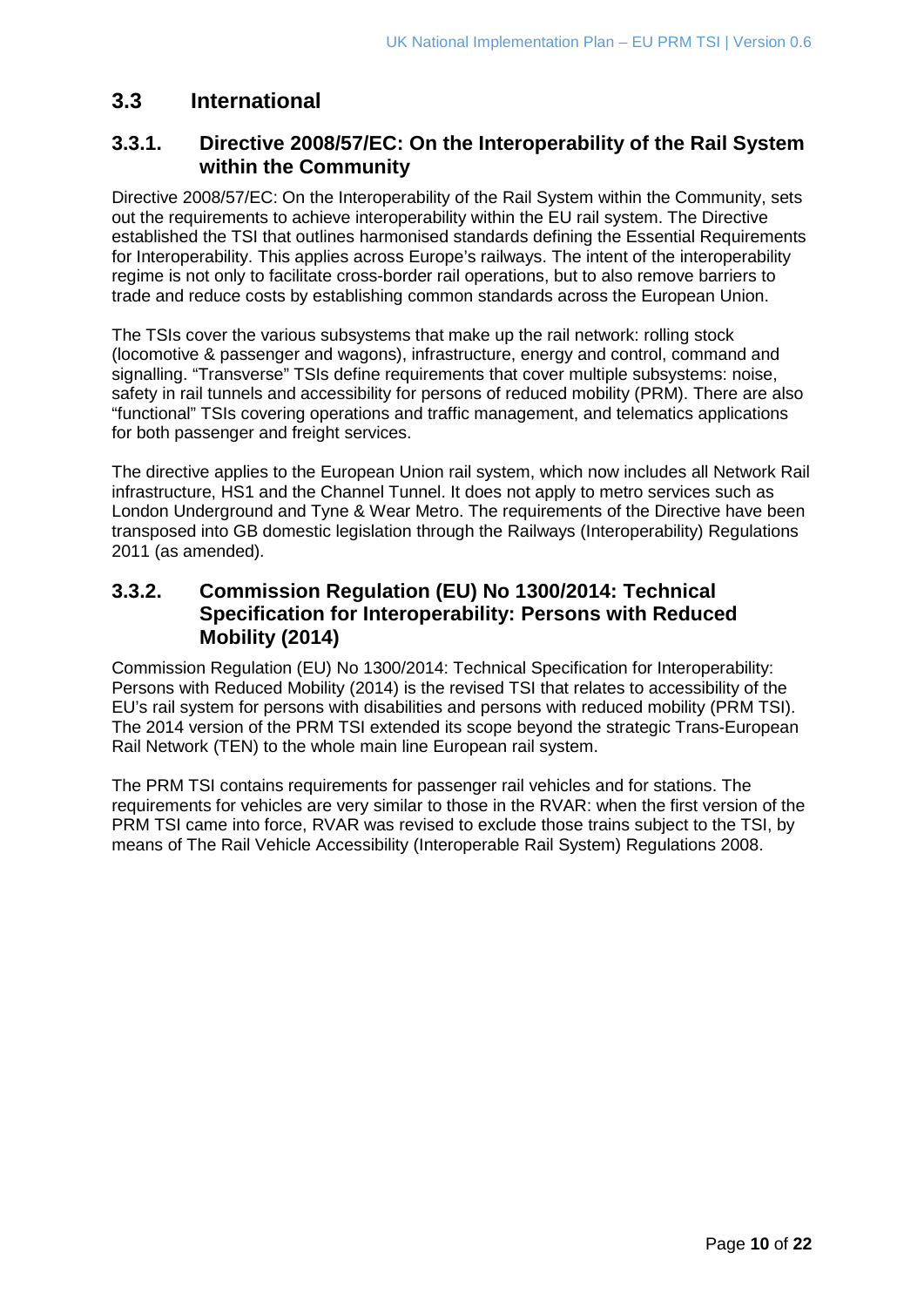## 3.3 International

### 3.3.1. Directive 2008/57/EC: On the Interoperability of the Rail System within the Community

Directive 2008/57/EC: On the Interoperability of the Rail System within the Community, sets out the requirements to achieve interoperability within the EU rail system. The Directive established the TSI that outlines harmonised standards defining the Essential Requirements for Interoperability. This applies across Europe's railways. The intent of the interoperability regime is not only to facilitate cross-border rail operations, but to also remove barriers to trade and reduce costs by establishing common standards across the European Union.

The TSIs cover the various subsystems that make up the rail network: rolling stock (locomotive & passenger and wagons), infrastructure, energy and control, command and signalling. "Transverse" TSIs define requirements that cover multiple subsystems: noise, safety in rail tunnels and accessibility for persons of reduced mobility (PRM). There are also "functional" TSIs covering operations and traffic management, and telematics applications for both passenger and freight services.

The directive applies to the European Union rail system, which now includes all Network Rail infrastructure, HS1 and the Channel Tunnel. It does not apply to metro services such as London Underground and Tyne & Wear Metro. The requirements of the Directive have been transposed into GB domestic legislation through the Railways (Interoperability) Regulations 2011 (as amended).

### 3.3.2. Commission Regulation (EU) No 1300/2014: Technical Specification for Interoperability: Persons with Reduced Mobility (2014)

Commission Regulation (EU) No 1300/2014: Technical Specification for Interoperability: Persons with Reduced Mobility (2014) is the revised TSI that relates to accessibility of the EU's rail system for persons with disabilities and persons with reduced mobility (PRM TSI). The 2014 version of the PRM TSI extended its scope beyond the strategic Trans-European Rail Network (TEN) to the whole main line European rail system.

The PRM TSI contains requirements for passenger rail vehicles and for stations. The requirements for vehicles are very similar to those in the RVAR: when the first version of the PRM TSI came into force, RVAR was revised to exclude those trains subject to the TSI, by means of The Rail Vehicle Accessibility (Interoperable Rail System) Regulations 2008.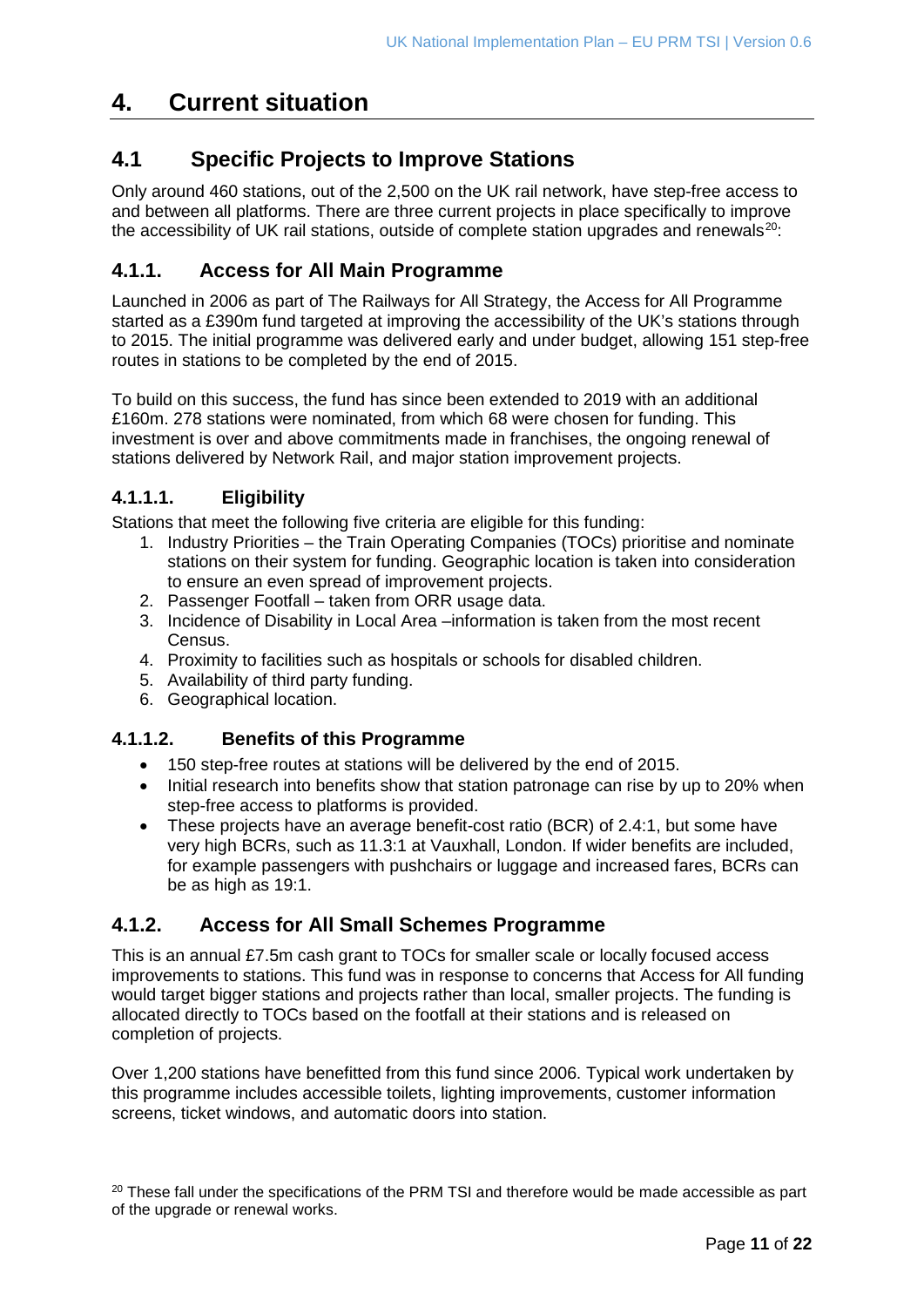# 4. Current situation

## 4.1 Specific Projects to Improve Stations

Only around 460 stations, out of the 2,500 on the UK rail network, have step-free access to and between all platforms. There are three current projects in place specifically to improve the accessibility of UK rail stations, outside of complete station upgrades and renewals[20]:

### 4.1.1. Access for All Main Programme

Launched in 2006 as part of The Railways for All Strategy, the Access for All Programme started as a £390m fund targeted at improving the accessibility of the UK's stations through to 2015. The initial programme was delivered early and under budget, allowing 151 step-free routes in stations to be completed by the end of 2015.

To build on this success, the fund has since been extended to 2019 with an additional £160m. 278 stations were nominated, from which 68 were chosen for funding. This investment is over and above commitments made in franchises, the ongoing renewal of stations delivered by Network Rail, and major station improvement projects.

#### 4.1.1.1. Eligibility

Stations that meet the following five criteria are eligible for this funding:

1. Industry Priorities – the Train Operating Companies (TOCs) prioritise and nominate stations on their system for funding. Geographic location is taken into consideration to ensure an even spread of improvement projects.
2. Passenger Footfall – taken from ORR usage data.
3. Incidence of Disability in Local Area –information is taken from the most recent Census.
4. Proximity to facilities such as hospitals or schools for disabled children.
5. Availability of third party funding.
6. Geographical location.

#### 4.1.1.2. Benefits of this Programme

- 150 step-free routes at stations will be delivered by the end of 2015.
- Initial research into benefits show that station patronage can rise by up to 20% when step-free access to platforms is provided.
- These projects have an average benefit-cost ratio (BCR) of 2.4:1, but some have very high BCRs, such as 11.3:1 at Vauxhall, London. If wider benefits are included, for example passengers with pushchairs or luggage and increased fares, BCRs can be as high as 19:1.

### 4.1.2. Access for All Small Schemes Programme

This is an annual £7.5m cash grant to TOCs for smaller scale or locally focused access improvements to stations. This fund was in response to concerns that Access for All funding would target bigger stations and projects rather than local, smaller projects. The funding is allocated directly to TOCs based on the footfall at their stations and is released on completion of projects.

Over 1,200 stations have benefitted from this fund since 2006. Typical work undertaken by this programme includes accessible toilets, lighting improvements, customer information screens, ticket windows, and automatic doors into station.

[20] These fall under the specifications of the PRM TSI and therefore would be made accessible as part of the upgrade or renewal works.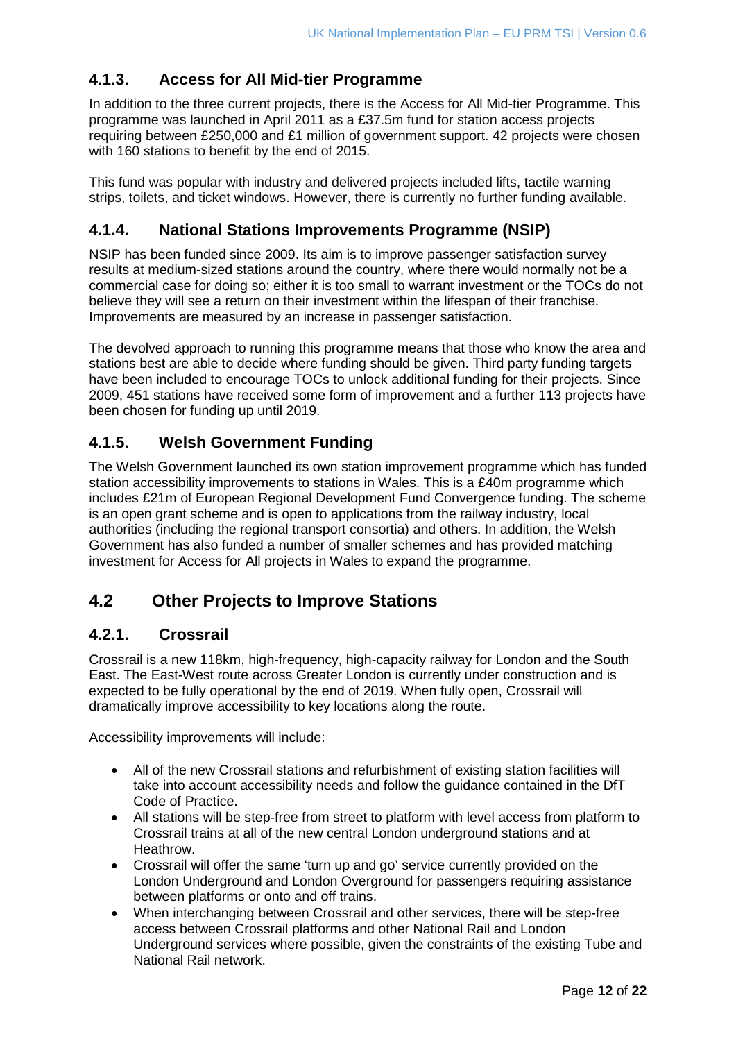### 4.1.3. Access for All Mid-tier Programme

In addition to the three current projects, there is the Access for All Mid-tier Programme. This programme was launched in April 2011 as a £37.5m fund for station access projects requiring between £250,000 and £1 million of government support. 42 projects were chosen with 160 stations to benefit by the end of 2015.

This fund was popular with industry and delivered projects included lifts, tactile warning strips, toilets, and ticket windows. However, there is currently no further funding available.

### 4.1.4. National Stations Improvements Programme (NSIP)

NSIP has been funded since 2009. Its aim is to improve passenger satisfaction survey results at medium-sized stations around the country, where there would normally not be a commercial case for doing so; either it is too small to warrant investment or the TOCs do not believe they will see a return on their investment within the lifespan of their franchise. Improvements are measured by an increase in passenger satisfaction.

The devolved approach to running this programme means that those who know the area and stations best are able to decide where funding should be given. Third party funding targets have been included to encourage TOCs to unlock additional funding for their projects. Since 2009, 451 stations have received some form of improvement and a further 113 projects have been chosen for funding up until 2019.

### 4.1.5. Welsh Government Funding

The Welsh Government launched its own station improvement programme which has funded station accessibility improvements to stations in Wales. This is a £40m programme which includes £21m of European Regional Development Fund Convergence funding. The scheme is an open grant scheme and is open to applications from the railway industry, local authorities (including the regional transport consortia) and others. In addition, the Welsh Government has also funded a number of smaller schemes and has provided matching investment for Access for All projects in Wales to expand the programme.

## 4.2 Other Projects to Improve Stations

### 4.2.1. Crossrail

Crossrail is a new 118km, high-frequency, high-capacity railway for London and the South East. The East-West route across Greater London is currently under construction and is expected to be fully operational by the end of 2019. When fully open, Crossrail will dramatically improve accessibility to key locations along the route.

Accessibility improvements will include:

- All of the new Crossrail stations and refurbishment of existing station facilities will take into account accessibility needs and follow the guidance contained in the DfT Code of Practice.
- All stations will be step-free from street to platform with level access from platform to Crossrail trains at all of the new central London underground stations and at Heathrow.
- Crossrail will offer the same 'turn up and go' service currently provided on the London Underground and London Overground for passengers requiring assistance between platforms or onto and off trains.
- When interchanging between Crossrail and other services, there will be step-free access between Crossrail platforms and other National Rail and London Underground services where possible, given the constraints of the existing Tube and National Rail network.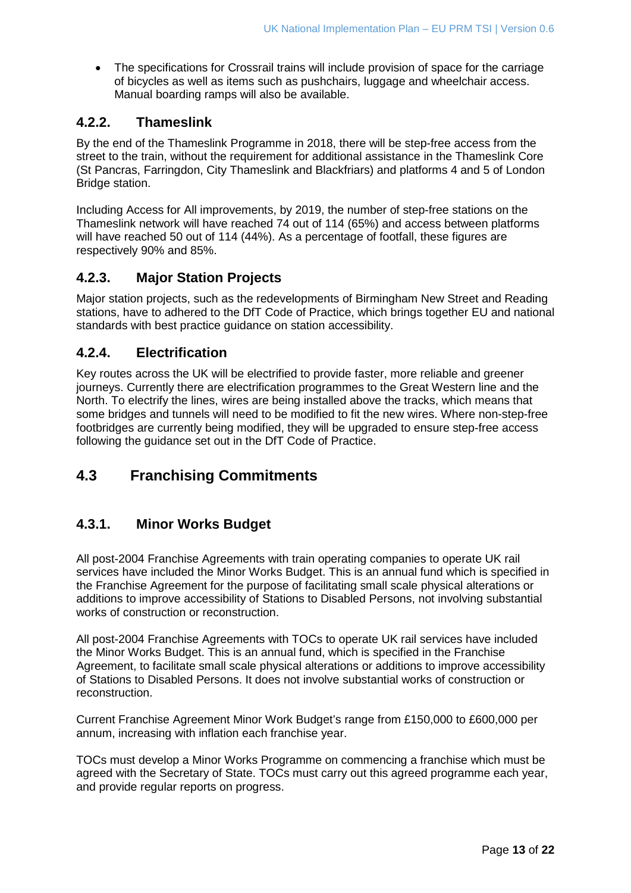- The specifications for Crossrail trains will include provision of space for the carriage of bicycles as well as items such as pushchairs, luggage and wheelchair access. Manual boarding ramps will also be available.

### 4.2.2. Thameslink

By the end of the Thameslink Programme in 2018, there will be step-free access from the street to the train, without the requirement for additional assistance in the Thameslink Core (St Pancras, Farringdon, City Thameslink and Blackfriars) and platforms 4 and 5 of London Bridge station.

Including Access for All improvements, by 2019, the number of step-free stations on the Thameslink network will have reached 74 out of 114 (65%) and access between platforms will have reached 50 out of 114 (44%). As a percentage of footfall, these figures are respectively 90% and 85%.

### 4.2.3. Major Station Projects

Major station projects, such as the redevelopments of Birmingham New Street and Reading stations, have to adhered to the DfT Code of Practice, which brings together EU and national standards with best practice guidance on station accessibility.

### 4.2.4. Electrification

Key routes across the UK will be electrified to provide faster, more reliable and greener journeys. Currently there are electrification programmes to the Great Western line and the North. To electrify the lines, wires are being installed above the tracks, which means that some bridges and tunnels will need to be modified to fit the new wires. Where non-step-free footbridges are currently being modified, they will be upgraded to ensure step-free access following the guidance set out in the DfT Code of Practice.

## 4.3 Franchising Commitments

### 4.3.1. Minor Works Budget

All post-2004 Franchise Agreements with train operating companies to operate UK rail services have included the Minor Works Budget. This is an annual fund which is specified in the Franchise Agreement for the purpose of facilitating small scale physical alterations or additions to improve accessibility of Stations to Disabled Persons, not involving substantial works of construction or reconstruction.

All post-2004 Franchise Agreements with TOCs to operate UK rail services have included the Minor Works Budget. This is an annual fund, which is specified in the Franchise Agreement, to facilitate small scale physical alterations or additions to improve accessibility of Stations to Disabled Persons. It does not involve substantial works of construction or reconstruction.

Current Franchise Agreement Minor Work Budget's range from £150,000 to £600,000 per annum, increasing with inflation each franchise year.

TOCs must develop a Minor Works Programme on commencing a franchise which must be agreed with the Secretary of State. TOCs must carry out this agreed programme each year, and provide regular reports on progress.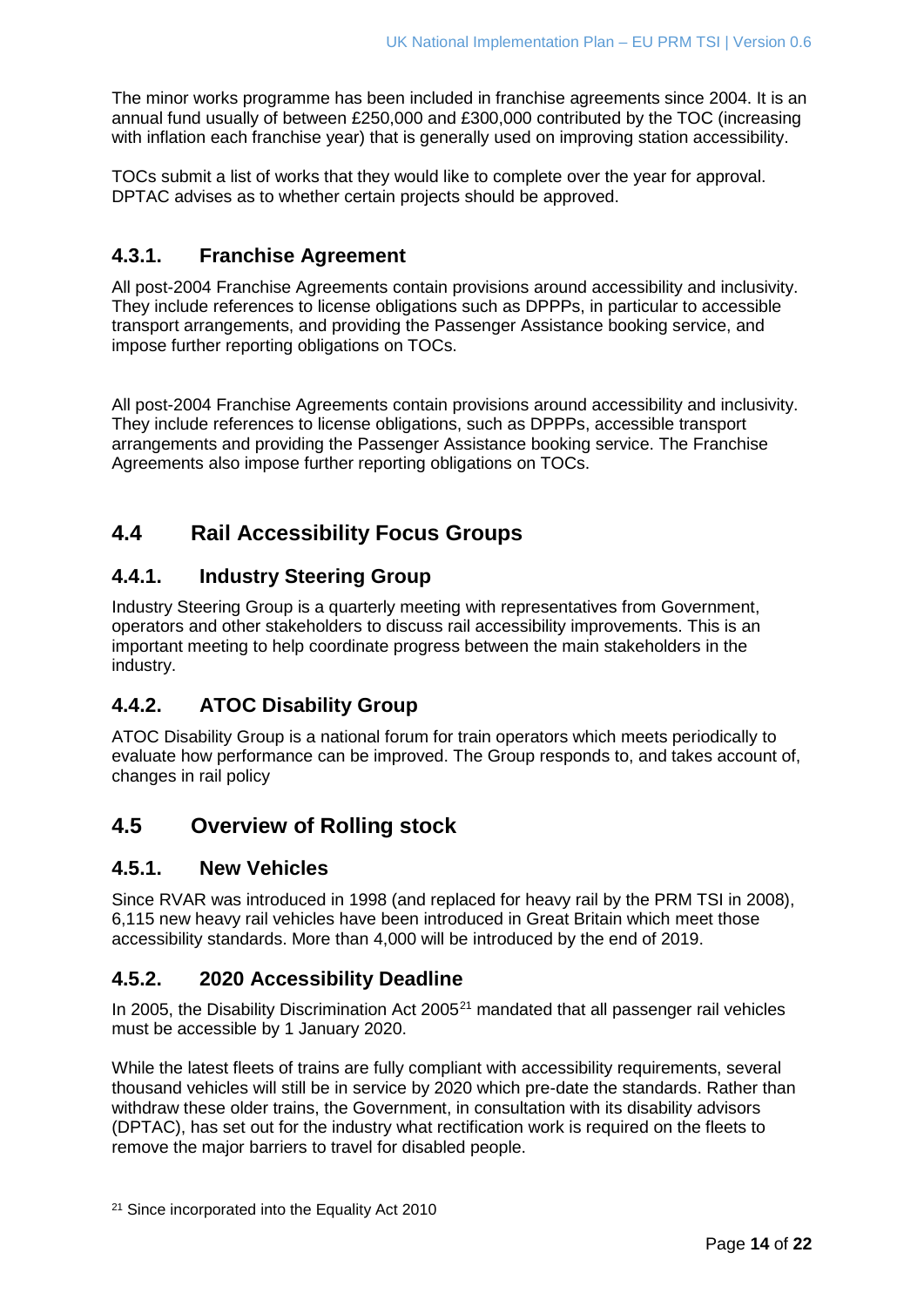The minor works programme has been included in franchise agreements since 2004. It is an annual fund usually of between £250,000 and £300,000 contributed by the TOC (increasing with inflation each franchise year) that is generally used on improving station accessibility.

TOCs submit a list of works that they would like to complete over the year for approval. DPTAC advises as to whether certain projects should be approved.

### 4.3.1. Franchise Agreement

All post-2004 Franchise Agreements contain provisions around accessibility and inclusivity. They include references to license obligations such as DPPPs, in particular to accessible transport arrangements, and providing the Passenger Assistance booking service, and impose further reporting obligations on TOCs.

All post-2004 Franchise Agreements contain provisions around accessibility and inclusivity. They include references to license obligations, such as DPPPs, accessible transport arrangements and providing the Passenger Assistance booking service. The Franchise Agreements also impose further reporting obligations on TOCs.

## 4.4 Rail Accessibility Focus Groups

### 4.4.1. Industry Steering Group

Industry Steering Group is a quarterly meeting with representatives from Government, operators and other stakeholders to discuss rail accessibility improvements. This is an important meeting to help coordinate progress between the main stakeholders in the industry.

### 4.4.2. ATOC Disability Group

ATOC Disability Group is a national forum for train operators which meets periodically to evaluate how performance can be improved. The Group responds to, and takes account of, changes in rail policy

## 4.5 Overview of Rolling stock

### 4.5.1. New Vehicles

Since RVAR was introduced in 1998 (and replaced for heavy rail by the PRM TSI in 2008), 6,115 new heavy rail vehicles have been introduced in Great Britain which meet those accessibility standards. More than 4,000 will be introduced by the end of 2019.

### 4.5.2. 2020 Accessibility Deadline

In 2005, the Disability Discrimination Act 2005[21] mandated that all passenger rail vehicles must be accessible by 1 January 2020.

While the latest fleets of trains are fully compliant with accessibility requirements, several thousand vehicles will still be in service by 2020 which pre-date the standards. Rather than withdraw these older trains, the Government, in consultation with its disability advisors (DPTAC), has set out for the industry what rectification work is required on the fleets to remove the major barriers to travel for disabled people.

[21] Since incorporated into the Equality Act 2010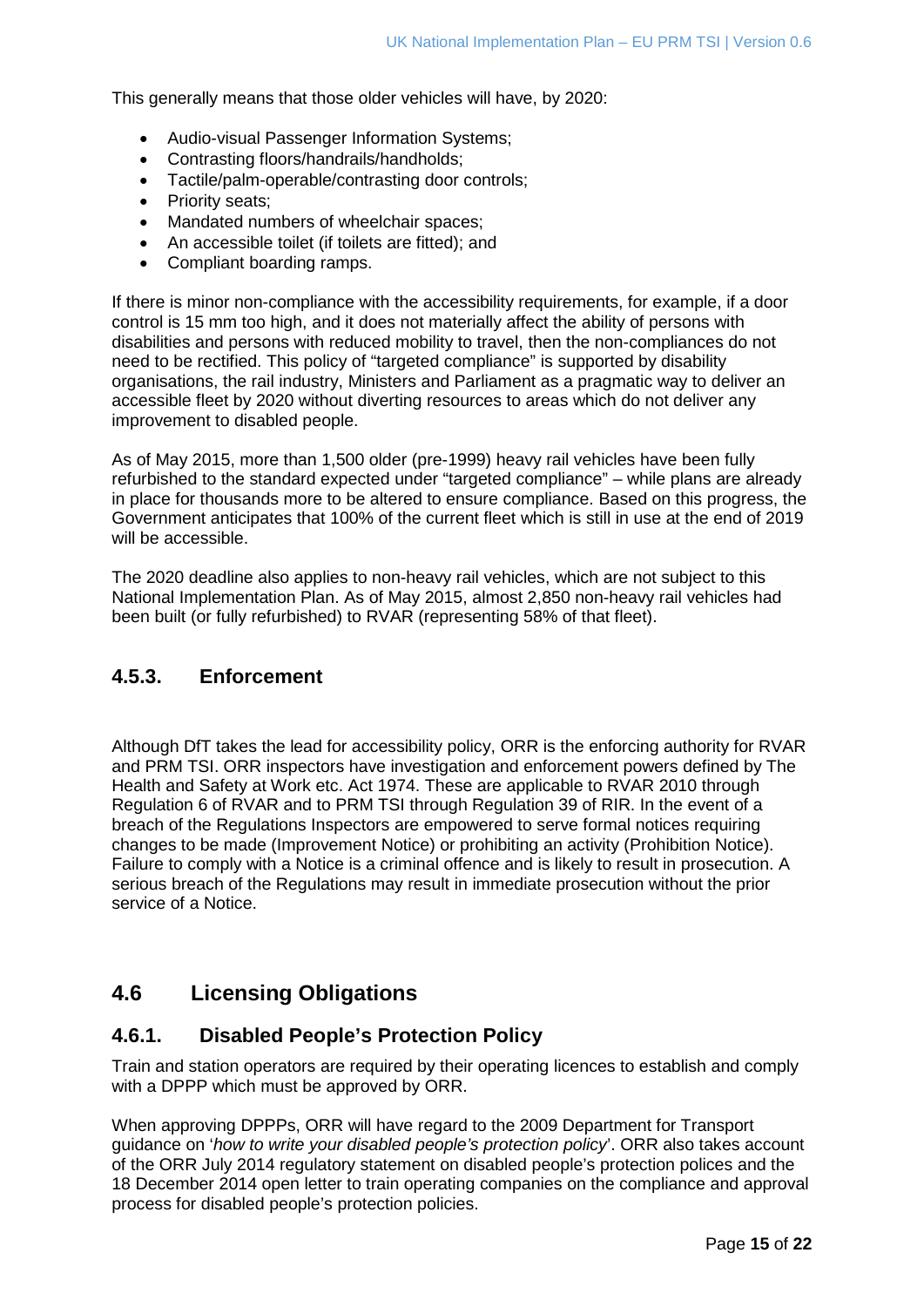This generally means that those older vehicles will have, by 2020:

- Audio-visual Passenger Information Systems;
- Contrasting floors/handrails/handholds;
- Tactile/palm-operable/contrasting door controls;
- Priority seats;
- Mandated numbers of wheelchair spaces;
- An accessible toilet (if toilets are fitted); and
- Compliant boarding ramps.

If there is minor non-compliance with the accessibility requirements, for example, if a door control is 15 mm too high, and it does not materially affect the ability of persons with disabilities and persons with reduced mobility to travel, then the non-compliances do not need to be rectified. This policy of "targeted compliance" is supported by disability organisations, the rail industry, Ministers and Parliament as a pragmatic way to deliver an accessible fleet by 2020 without diverting resources to areas which do not deliver any improvement to disabled people.

As of May 2015, more than 1,500 older (pre-1999) heavy rail vehicles have been fully refurbished to the standard expected under "targeted compliance" – while plans are already in place for thousands more to be altered to ensure compliance. Based on this progress, the Government anticipates that 100% of the current fleet which is still in use at the end of 2019 will be accessible.

The 2020 deadline also applies to non-heavy rail vehicles, which are not subject to this National Implementation Plan. As of May 2015, almost 2,850 non-heavy rail vehicles had been built (or fully refurbished) to RVAR (representing 58% of that fleet).

### 4.5.3. Enforcement

Although DfT takes the lead for accessibility policy, ORR is the enforcing authority for RVAR and PRM TSI. ORR inspectors have investigation and enforcement powers defined by The Health and Safety at Work etc. Act 1974. These are applicable to RVAR 2010 through Regulation 6 of RVAR and to PRM TSI through Regulation 39 of RIR. In the event of a breach of the Regulations Inspectors are empowered to serve formal notices requiring changes to be made (Improvement Notice) or prohibiting an activity (Prohibition Notice). Failure to comply with a Notice is a criminal offence and is likely to result in prosecution. A serious breach of the Regulations may result in immediate prosecution without the prior service of a Notice.

## 4.6 Licensing Obligations

### 4.6.1. Disabled People's Protection Policy

Train and station operators are required by their operating licences to establish and comply with a DPPP which must be approved by ORR.

When approving DPPPs, ORR will have regard to the 2009 Department for Transport guidance on '*how to write your disabled people's protection policy*'. ORR also takes account of the ORR July 2014 regulatory statement on disabled people's protection polices and the 18 December 2014 open letter to train operating companies on the compliance and approval process for disabled people's protection policies.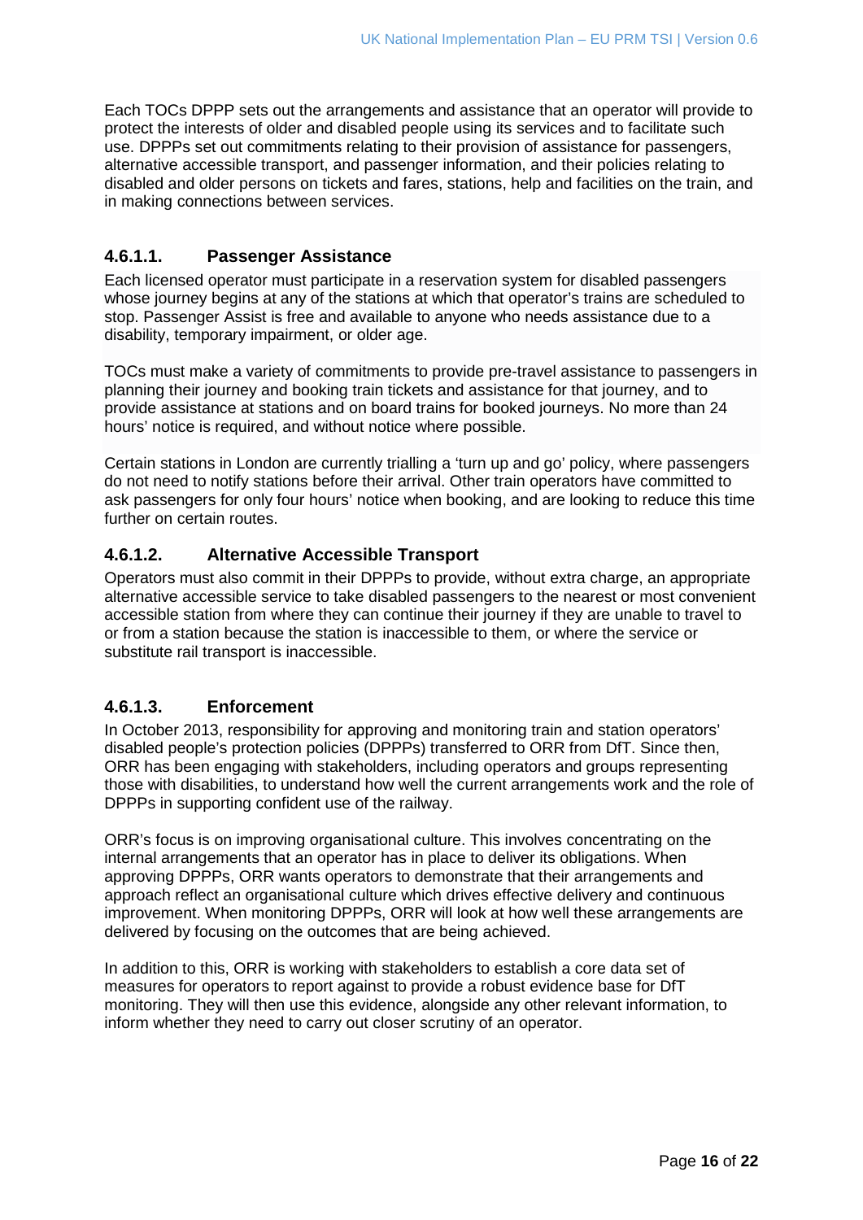Each TOCs DPPP sets out the arrangements and assistance that an operator will provide to protect the interests of older and disabled people using its services and to facilitate such use. DPPPs set out commitments relating to their provision of assistance for passengers, alternative accessible transport, and passenger information, and their policies relating to disabled and older persons on tickets and fares, stations, help and facilities on the train, and in making connections between services.

#### 4.6.1.1. Passenger Assistance

Each licensed operator must participate in a reservation system for disabled passengers whose journey begins at any of the stations at which that operator's trains are scheduled to stop. Passenger Assist is free and available to anyone who needs assistance due to a disability, temporary impairment, or older age.

TOCs must make a variety of commitments to provide pre-travel assistance to passengers in planning their journey and booking train tickets and assistance for that journey, and to provide assistance at stations and on board trains for booked journeys. No more than 24 hours' notice is required, and without notice where possible.

Certain stations in London are currently trialling a 'turn up and go' policy, where passengers do not need to notify stations before their arrival. Other train operators have committed to ask passengers for only four hours' notice when booking, and are looking to reduce this time further on certain routes.

#### 4.6.1.2. Alternative Accessible Transport

Operators must also commit in their DPPPs to provide, without extra charge, an appropriate alternative accessible service to take disabled passengers to the nearest or most convenient accessible station from where they can continue their journey if they are unable to travel to or from a station because the station is inaccessible to them, or where the service or substitute rail transport is inaccessible.

#### 4.6.1.3. Enforcement

In October 2013, responsibility for approving and monitoring train and station operators' disabled people's protection policies (DPPPs) transferred to ORR from DfT. Since then, ORR has been engaging with stakeholders, including operators and groups representing those with disabilities, to understand how well the current arrangements work and the role of DPPPs in supporting confident use of the railway.

ORR's focus is on improving organisational culture. This involves concentrating on the internal arrangements that an operator has in place to deliver its obligations. When approving DPPPs, ORR wants operators to demonstrate that their arrangements and approach reflect an organisational culture which drives effective delivery and continuous improvement. When monitoring DPPPs, ORR will look at how well these arrangements are delivered by focusing on the outcomes that are being achieved.

In addition to this, ORR is working with stakeholders to establish a core data set of measures for operators to report against to provide a robust evidence base for DfT monitoring. They will then use this evidence, alongside any other relevant information, to inform whether they need to carry out closer scrutiny of an operator.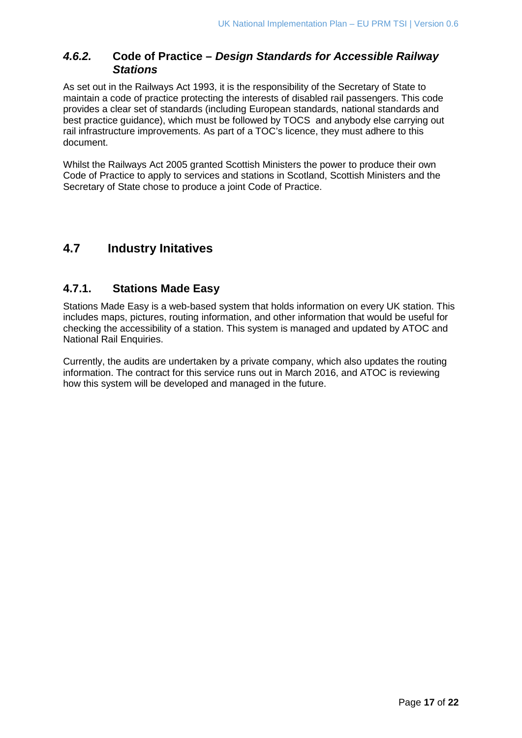### *4.6.2.* Code of Practice – *Design Standards for Accessible Railway Stations*

As set out in the Railways Act 1993, it is the responsibility of the Secretary of State to maintain a code of practice protecting the interests of disabled rail passengers. This code provides a clear set of standards (including European standards, national standards and best practice guidance), which must be followed by TOCS  and anybody else carrying out rail infrastructure improvements. As part of a TOC's licence, they must adhere to this document.

Whilst the Railways Act 2005 granted Scottish Ministers the power to produce their own Code of Practice to apply to services and stations in Scotland, Scottish Ministers and the Secretary of State chose to produce a joint Code of Practice.

## 4.7 Industry Initatives

### 4.7.1. Stations Made Easy

Stations Made Easy is a web-based system that holds information on every UK station. This includes maps, pictures, routing information, and other information that would be useful for checking the accessibility of a station. This system is managed and updated by ATOC and National Rail Enquiries.

Currently, the audits are undertaken by a private company, which also updates the routing information. The contract for this service runs out in March 2016, and ATOC is reviewing how this system will be developed and managed in the future.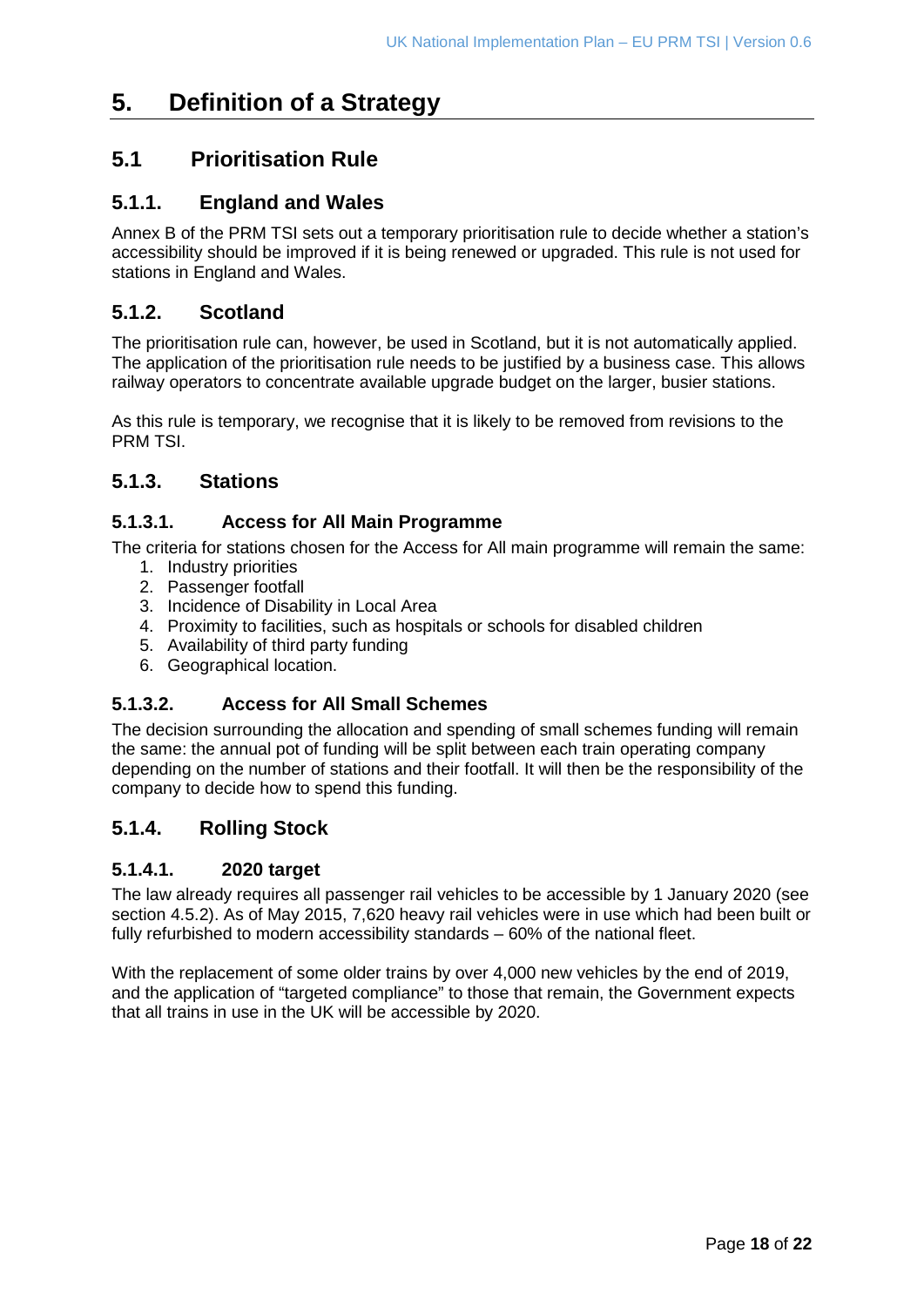# 5. Definition of a Strategy

## 5.1 Prioritisation Rule

### 5.1.1. England and Wales

Annex B of the PRM TSI sets out a temporary prioritisation rule to decide whether a station's accessibility should be improved if it is being renewed or upgraded. This rule is not used for stations in England and Wales.

### 5.1.2. Scotland

The prioritisation rule can, however, be used in Scotland, but it is not automatically applied. The application of the prioritisation rule needs to be justified by a business case. This allows railway operators to concentrate available upgrade budget on the larger, busier stations.

As this rule is temporary, we recognise that it is likely to be removed from revisions to the PRM TSI.

### 5.1.3. Stations

#### 5.1.3.1. Access for All Main Programme

The criteria for stations chosen for the Access for All main programme will remain the same:

1. Industry priorities
2. Passenger footfall
3. Incidence of Disability in Local Area
4. Proximity to facilities, such as hospitals or schools for disabled children
5. Availability of third party funding
6. Geographical location.

#### 5.1.3.2. Access for All Small Schemes

The decision surrounding the allocation and spending of small schemes funding will remain the same: the annual pot of funding will be split between each train operating company depending on the number of stations and their footfall. It will then be the responsibility of the company to decide how to spend this funding.

### 5.1.4. Rolling Stock

#### 5.1.4.1. 2020 target

The law already requires all passenger rail vehicles to be accessible by 1 January 2020 (see section 4.5.2). As of May 2015, 7,620 heavy rail vehicles were in use which had been built or fully refurbished to modern accessibility standards – 60% of the national fleet.

With the replacement of some older trains by over 4,000 new vehicles by the end of 2019, and the application of "targeted compliance" to those that remain, the Government expects that all trains in use in the UK will be accessible by 2020.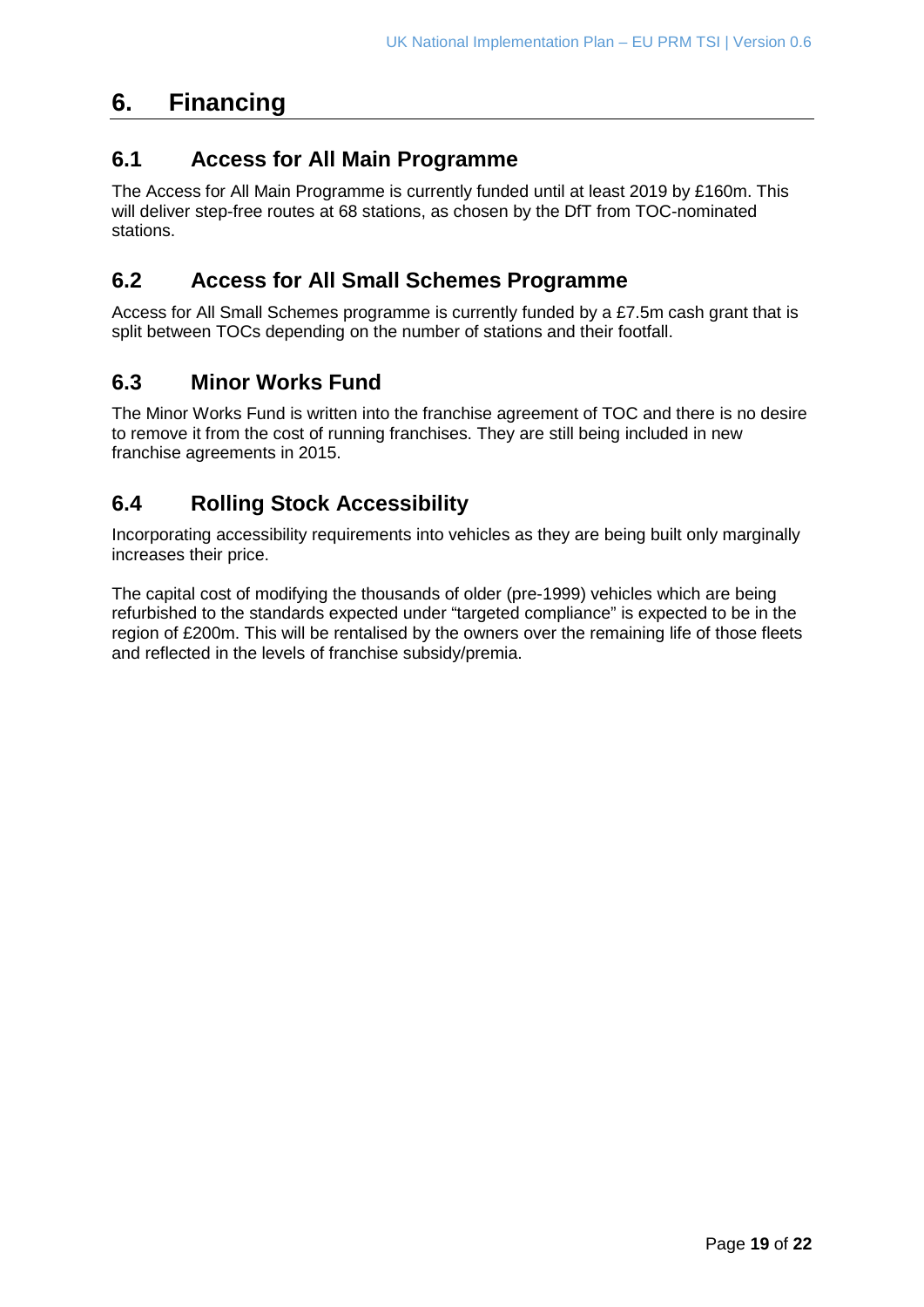# 6. Financing

## 6.1 Access for All Main Programme

The Access for All Main Programme is currently funded until at least 2019 by £160m. This will deliver step-free routes at 68 stations, as chosen by the DfT from TOC-nominated stations.

## 6.2 Access for All Small Schemes Programme

Access for All Small Schemes programme is currently funded by a £7.5m cash grant that is split between TOCs depending on the number of stations and their footfall.

## 6.3 Minor Works Fund

The Minor Works Fund is written into the franchise agreement of TOC and there is no desire to remove it from the cost of running franchises. They are still being included in new franchise agreements in 2015.

## 6.4 Rolling Stock Accessibility

Incorporating accessibility requirements into vehicles as they are being built only marginally increases their price.

The capital cost of modifying the thousands of older (pre-1999) vehicles which are being refurbished to the standards expected under "targeted compliance" is expected to be in the region of £200m. This will be rentalised by the owners over the remaining life of those fleets and reflected in the levels of franchise subsidy/premia.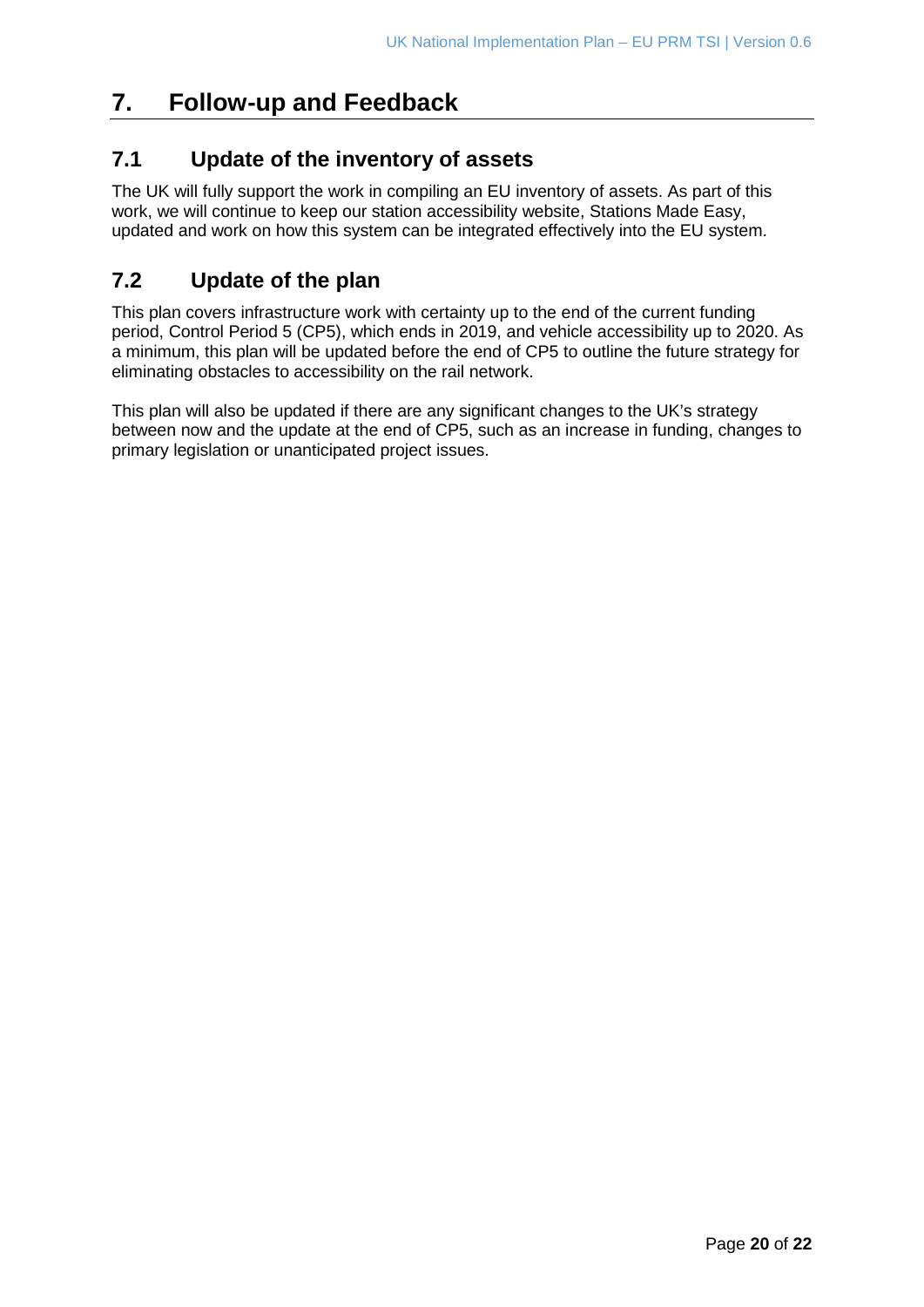# 7. Follow-up and Feedback

## 7.1 Update of the inventory of assets

The UK will fully support the work in compiling an EU inventory of assets. As part of this work, we will continue to keep our station accessibility website, Stations Made Easy, updated and work on how this system can be integrated effectively into the EU system.

## 7.2 Update of the plan

This plan covers infrastructure work with certainty up to the end of the current funding period, Control Period 5 (CP5), which ends in 2019, and vehicle accessibility up to 2020. As a minimum, this plan will be updated before the end of CP5 to outline the future strategy for eliminating obstacles to accessibility on the rail network.

This plan will also be updated if there are any significant changes to the UK's strategy between now and the update at the end of CP5, such as an increase in funding, changes to primary legislation or unanticipated project issues.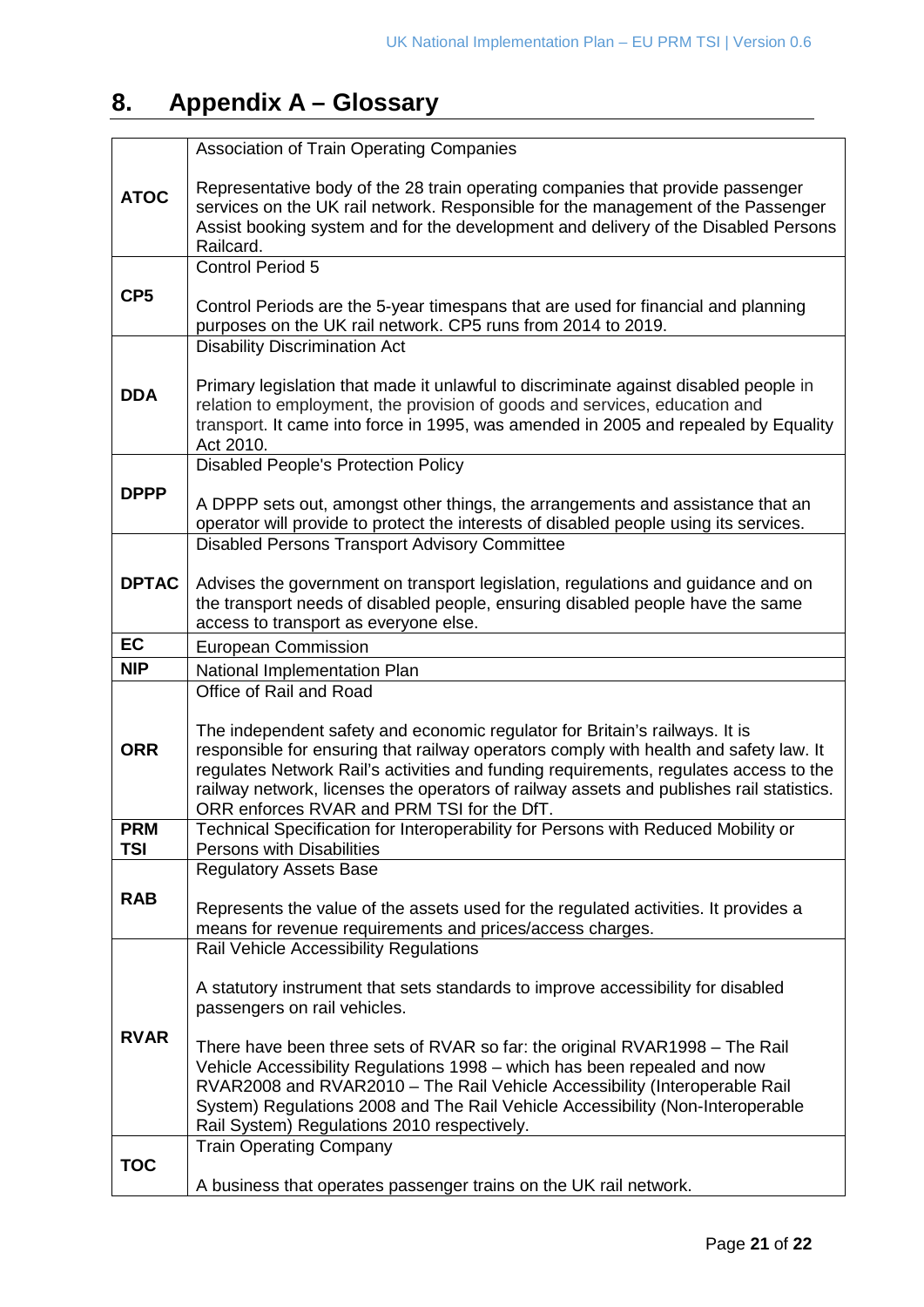# 8. Appendix A – Glossary

| | |
|---|---|
| **ATOC** | Association of Train Operating Companies<br><br>Representative body of the 28 train operating companies that provide passenger services on the UK rail network. Responsible for the management of the Passenger Assist booking system and for the development and delivery of the Disabled Persons Railcard. |
| **CP5** | Control Period 5<br><br>Control Periods are the 5-year timespans that are used for financial and planning purposes on the UK rail network. CP5 runs from 2014 to 2019. |
| **DDA** | Disability Discrimination Act<br><br>Primary legislation that made it unlawful to discriminate against disabled people in relation to employment, the provision of goods and services, education and transport. It came into force in 1995, was amended in 2005 and repealed by Equality Act 2010. |
| **DPPP** | Disabled People's Protection Policy<br><br>A DPPP sets out, amongst other things, the arrangements and assistance that an operator will provide to protect the interests of disabled people using its services. |
| **DPTAC** | Disabled Persons Transport Advisory Committee<br><br>Advises the government on transport legislation, regulations and guidance and on the transport needs of disabled people, ensuring disabled people have the same access to transport as everyone else. |
| **EC** | European Commission |
| **NIP** | National Implementation Plan |
| **ORR** | Office of Rail and Road<br><br>The independent safety and economic regulator for Britain's railways. It is responsible for ensuring that railway operators comply with health and safety law. It regulates Network Rail's activities and funding requirements, regulates access to the railway network, licenses the operators of railway assets and publishes rail statistics. ORR enforces RVAR and PRM TSI for the DfT. |
| **PRM TSI** | Technical Specification for Interoperability for Persons with Reduced Mobility or Persons with Disabilities |
| **RAB** | Regulatory Assets Base<br><br>Represents the value of the assets used for the regulated activities. It provides a means for revenue requirements and prices/access charges. |
| **RVAR** | Rail Vehicle Accessibility Regulations<br><br>A statutory instrument that sets standards to improve accessibility for disabled passengers on rail vehicles.<br><br>There have been three sets of RVAR so far: the original RVAR1998 – The Rail Vehicle Accessibility Regulations 1998 – which has been repealed and now RVAR2008 and RVAR2010 – The Rail Vehicle Accessibility (Interoperable Rail System) Regulations 2008 and The Rail Vehicle Accessibility (Non-Interoperable Rail System) Regulations 2010 respectively. |
| **TOC** | Train Operating Company<br><br>A business that operates passenger trains on the UK rail network. |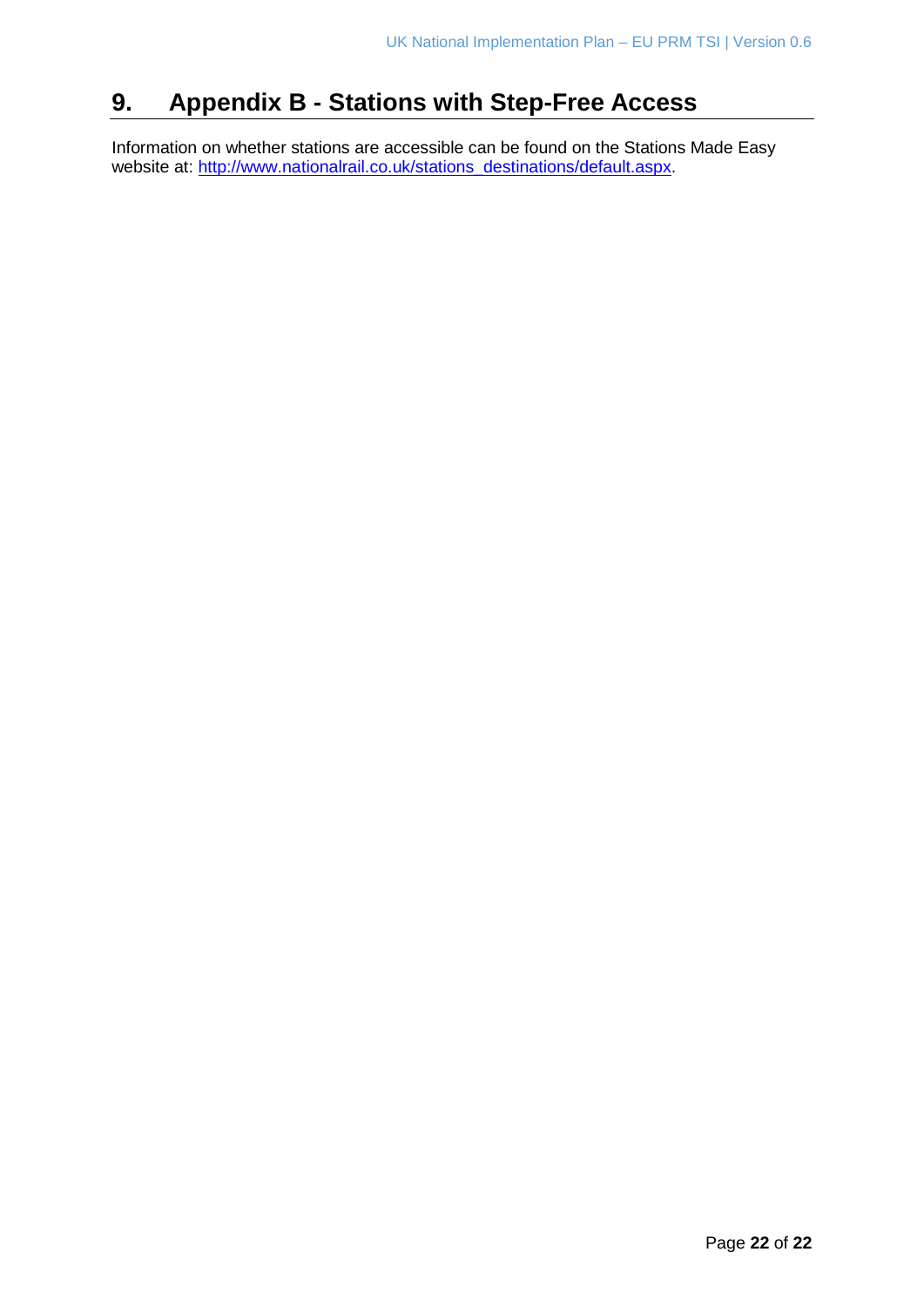# 9. Appendix B - Stations with Step-Free Access

Information on whether stations are accessible can be found on the Stations Made Easy website at: [http://www.nationalrail.co.uk/stations_destinations/default.aspx](http://www.nationalrail.co.uk/stations_destinations/default.aspx).